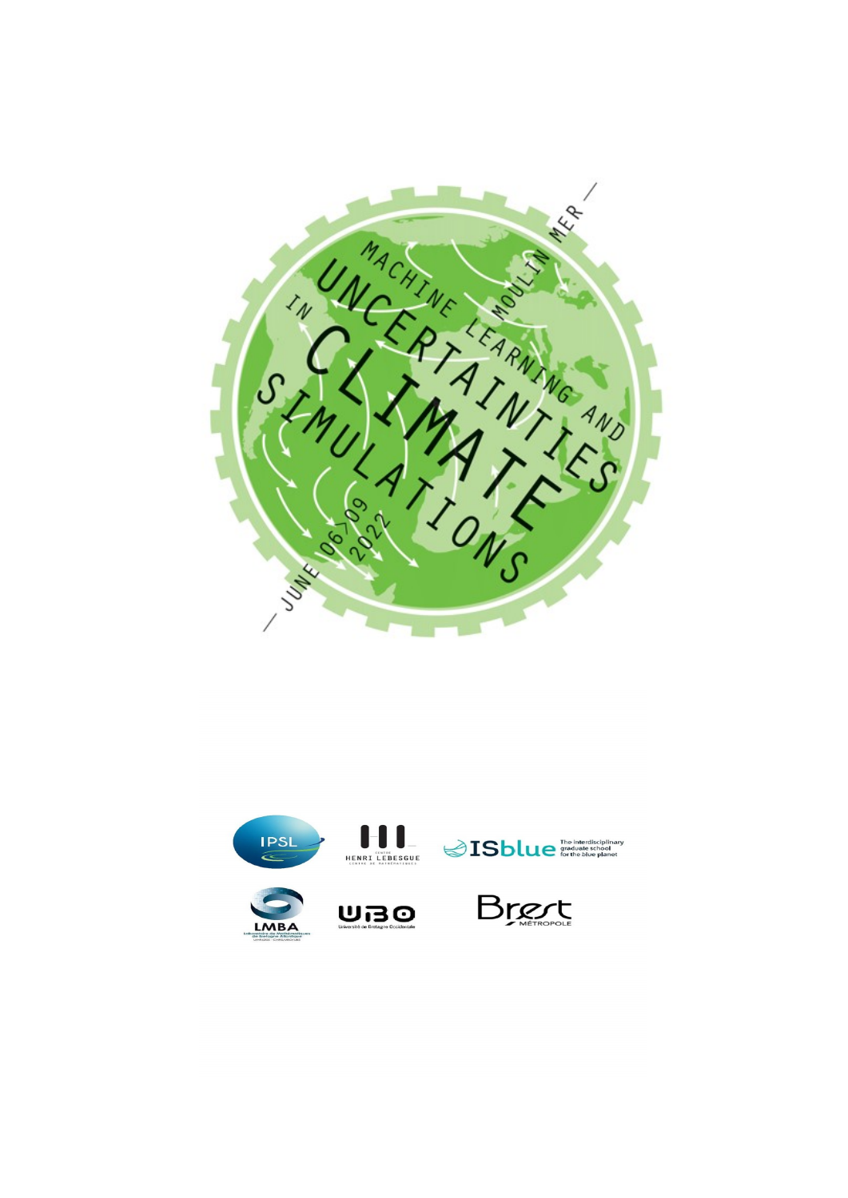MOULIN MER

MACHINE LEARNING AND

UNCERTAINTIES

IN

CLIMATE

SIMULATIONS

JUNE 06>09 2022

IPSL

CENTRE HENRI LEBESGUE

ISblue The interdisciplinary graduate school for the blue planet

LMBA

UBO Université de Bretagne Occidentale

Brest MÉTROPOLE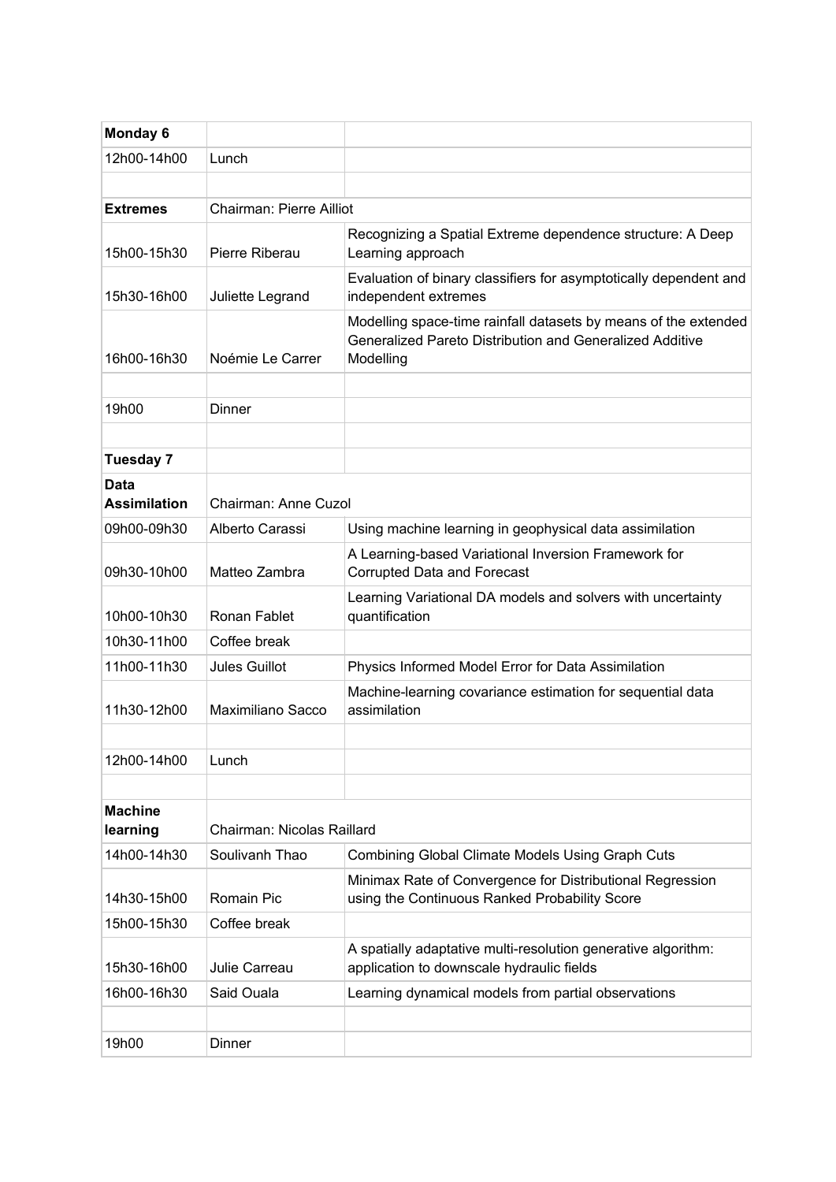| **Monday 6** | | |
|---|---|---|
| 12h00-14h00 | Lunch | |
| | | |
| **Extremes** | Chairman: Pierre Ailliot | |
| 15h00-15h30 | Pierre Riberau | Recognizing a Spatial Extreme dependence structure: A Deep Learning approach |
| 15h30-16h00 | Juliette Legrand | Evaluation of binary classifiers for asymptotically dependent and independent extremes |
| 16h00-16h30 | Noémie Le Carrer | Modelling space-time rainfall datasets by means of the extended Generalized Pareto Distribution and Generalized Additive Modelling |
| | | |
| 19h00 | Dinner | |
| | | |
| **Tuesday 7** | | |
| **Data Assimilation** | Chairman: Anne Cuzol | |
| 09h00-09h30 | Alberto Carassi | Using machine learning in geophysical data assimilation |
| 09h30-10h00 | Matteo Zambra | A Learning-based Variational Inversion Framework for Corrupted Data and Forecast |
| 10h00-10h30 | Ronan Fablet | Learning Variational DA models and solvers with uncertainty quantification |
| 10h30-11h00 | Coffee break | |
| 11h00-11h30 | Jules Guillot | Physics Informed Model Error for Data Assimilation |
| 11h30-12h00 | Maximiliano Sacco | Machine-learning covariance estimation for sequential data assimilation |
| | | |
| 12h00-14h00 | Lunch | |
| | | |
| **Machine learning** | Chairman: Nicolas Raillard | |
| 14h00-14h30 | Soulivanh Thao | Combining Global Climate Models Using Graph Cuts |
| 14h30-15h00 | Romain Pic | Minimax Rate of Convergence for Distributional Regression using the Continuous Ranked Probability Score |
| 15h00-15h30 | Coffee break | |
| 15h30-16h00 | Julie Carreau | A spatially adaptative multi-resolution generative algorithm: application to downscale hydraulic fields |
| 16h00-16h30 | Said Ouala | Learning dynamical models from partial observations |
| | | |
| 19h00 | Dinner | |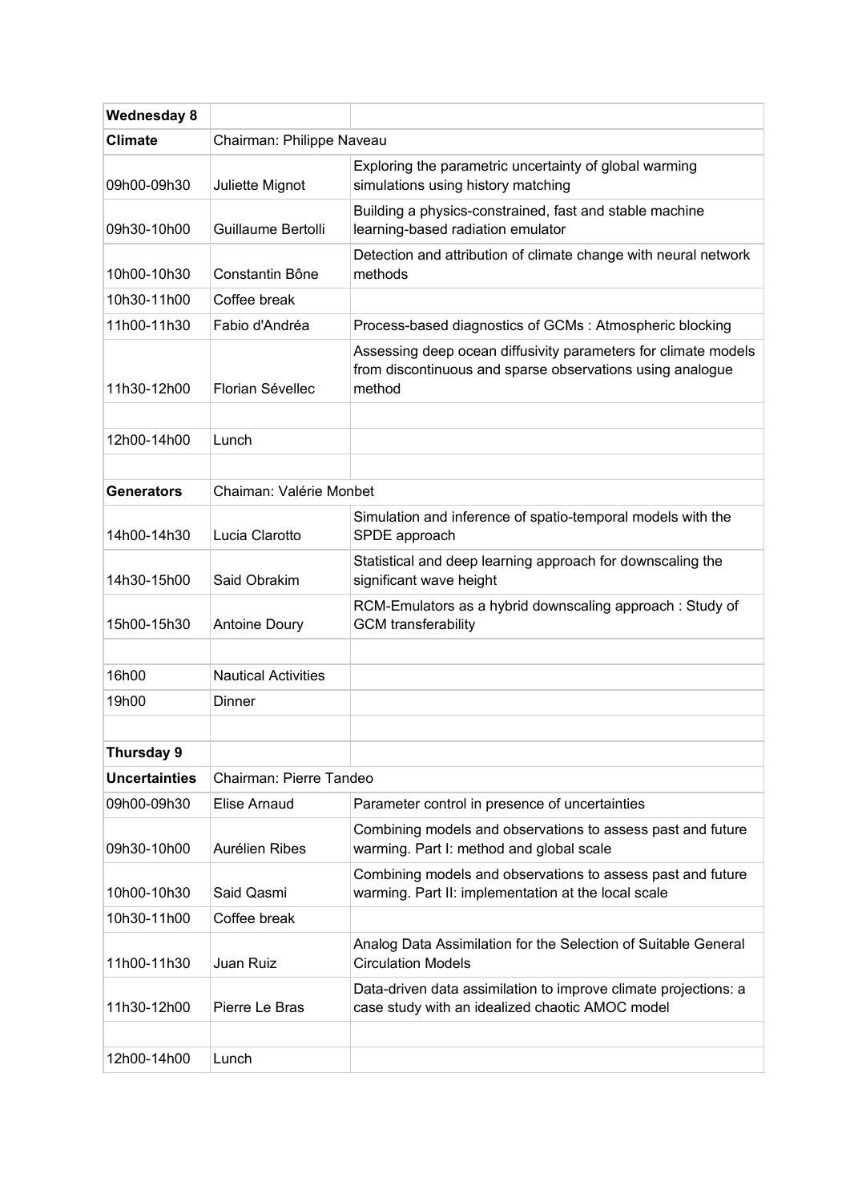| | | |
|---|---|---|
| **Wednesday 8** | | |
| **Climate** | Chairman: Philippe Naveau | |
| 09h00-09h30 | Juliette Mignot | Exploring the parametric uncertainty of global warming simulations using history matching |
| 09h30-10h00 | Guillaume Bertolli | Building a physics-constrained, fast and stable machine learning-based radiation emulator |
| 10h00-10h30 | Constantin Bône | Detection and attribution of climate change with neural network methods |
| 10h30-11h00 | Coffee break | |
| 11h00-11h30 | Fabio d'Andréa | Process-based diagnostics of GCMs : Atmospheric blocking |
| 11h30-12h00 | Florian Sévellec | Assessing deep ocean diffusivity parameters for climate models from discontinuous and sparse observations using analogue method |
| | | |
| 12h00-14h00 | Lunch | |
| | | |
| **Generators** | Chaiman: Valérie Monbet | |
| 14h00-14h30 | Lucia Clarotto | Simulation and inference of spatio-temporal models with the SPDE approach |
| 14h30-15h00 | Said Obrakim | Statistical and deep learning approach for downscaling the significant wave height |
| 15h00-15h30 | Antoine Doury | RCM-Emulators as a hybrid downscaling approach : Study of GCM transferability |
| | | |
| 16h00 | Nautical Activities | |
| 19h00 | Dinner | |
| | | |
| **Thursday 9** | | |
| **Uncertainties** | Chairman: Pierre Tandeo | |
| 09h00-09h30 | Elise Arnaud | Parameter control in presence of uncertainties |
| 09h30-10h00 | Aurélien Ribes | Combining models and observations to assess past and future warming. Part I: method and global scale |
| 10h00-10h30 | Said Qasmi | Combining models and observations to assess past and future warming. Part II: implementation at the local scale |
| 10h30-11h00 | Coffee break | |
| 11h00-11h30 | Juan Ruiz | Analog Data Assimilation for the Selection of Suitable General Circulation Models |
| 11h30-12h00 | Pierre Le Bras | Data-driven data assimilation to improve climate projections: a case study with an idealized chaotic AMOC model |
| | | |
| 12h00-14h00 | Lunch | |